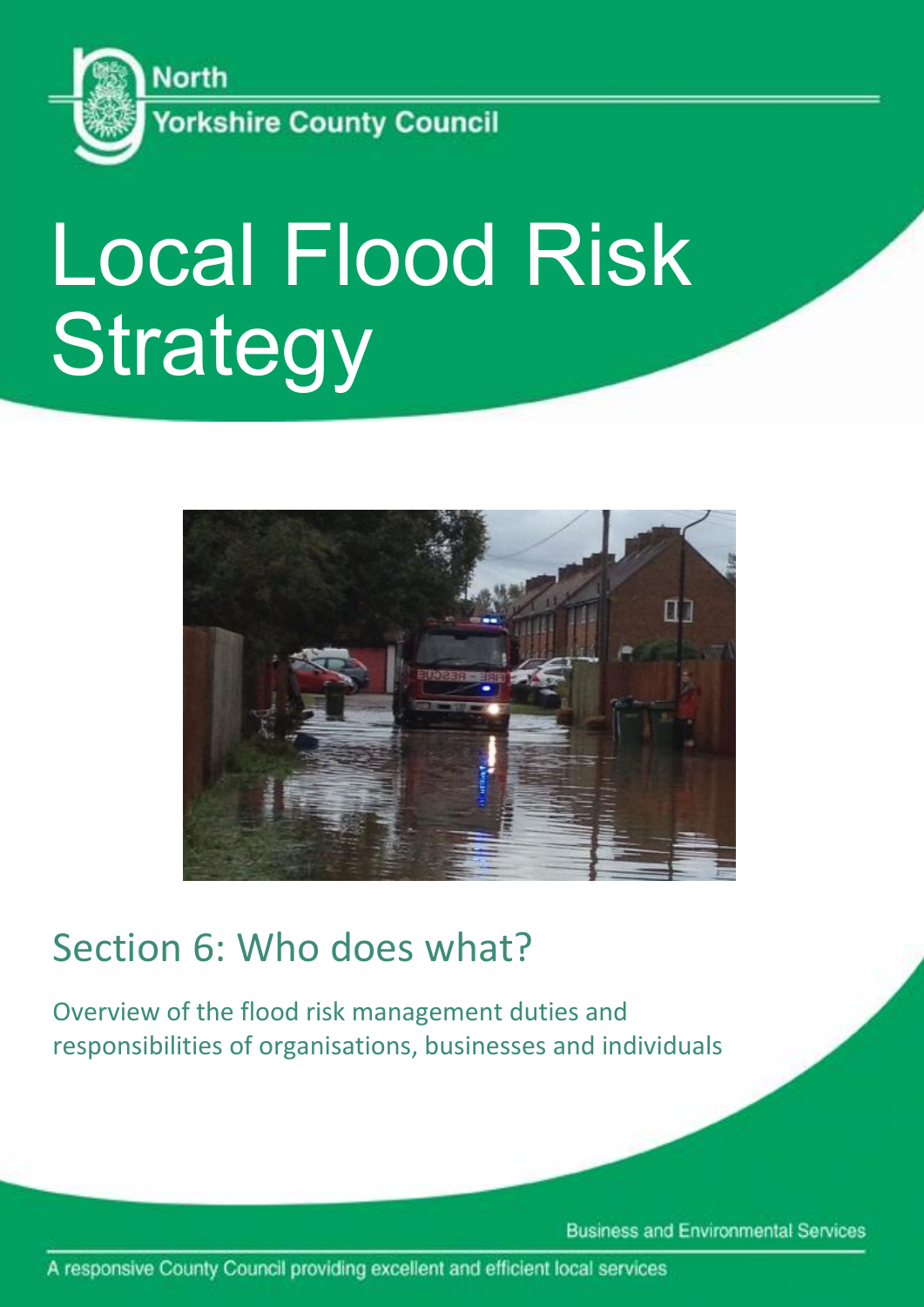North

Yorkshire County Council

# Local Flood Risk Strategy

## Section 6: Who does what?

Overview of the flood risk management duties and responsibilities of organisations, businesses and individuals

Business and Environmental Services

A responsive County Council providing excellent and efficient local services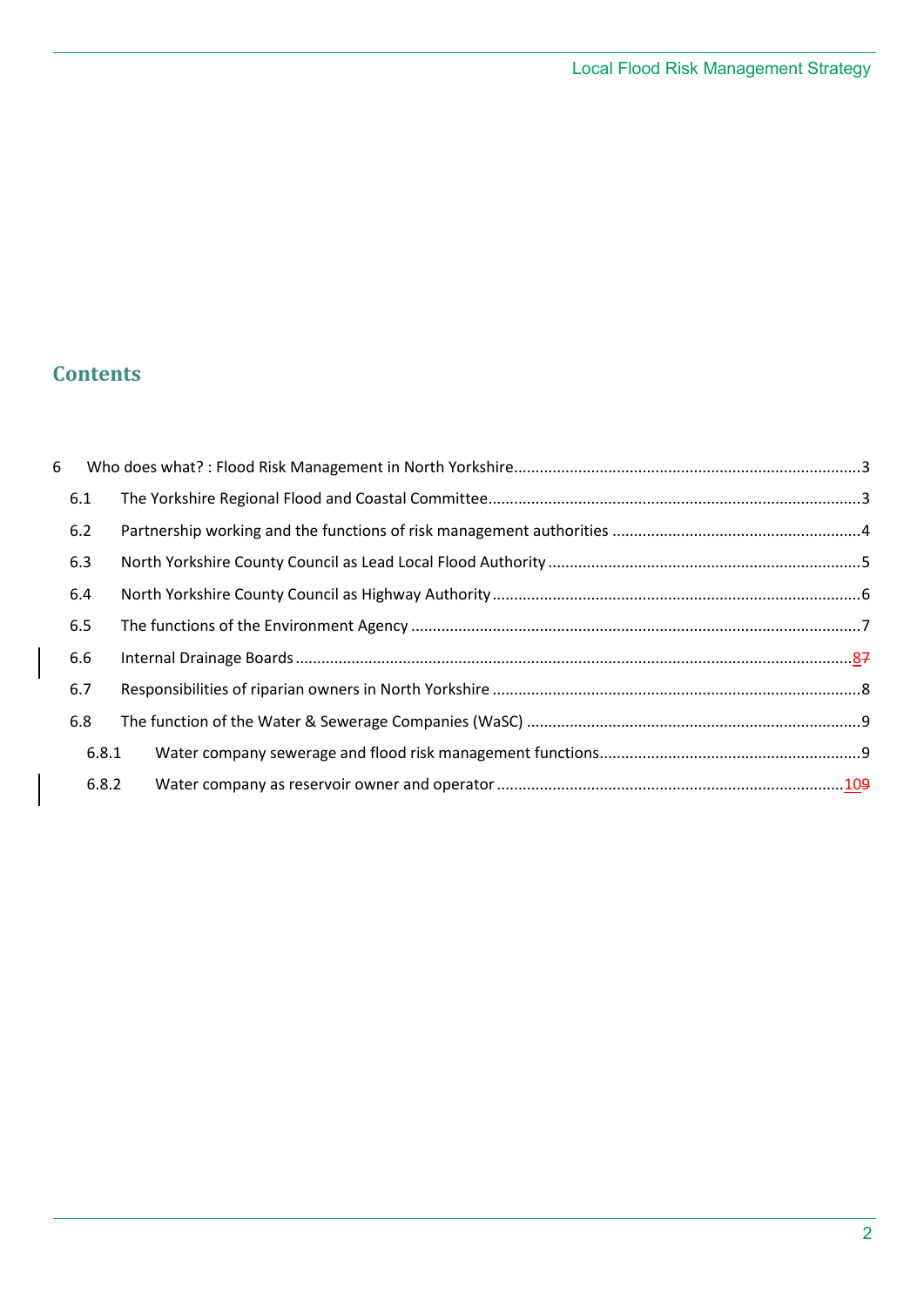## Contents

6 Who does what? : Flood Risk Management in North Yorkshire ........ 3

- 6.1 The Yorkshire Regional Flood and Coastal Committee ........ 3
- 6.2 Partnership working and the functions of risk management authorities ........ 4
- 6.3 North Yorkshire County Council as Lead Local Flood Authority ........ 5
- 6.4 North Yorkshire County Council as Highway Authority ........ 6
- 6.5 The functions of the Environment Agency ........ 7
- 6.6 Internal Drainage Boards ........ 87
- 6.7 Responsibilities of riparian owners in North Yorkshire ........ 8
- 6.8 The function of the Water & Sewerage Companies (WaSC) ........ 9
  - 6.8.1 Water company sewerage and flood risk management functions ........ 9
  - 6.8.2 Water company as reservoir owner and operator ........ 109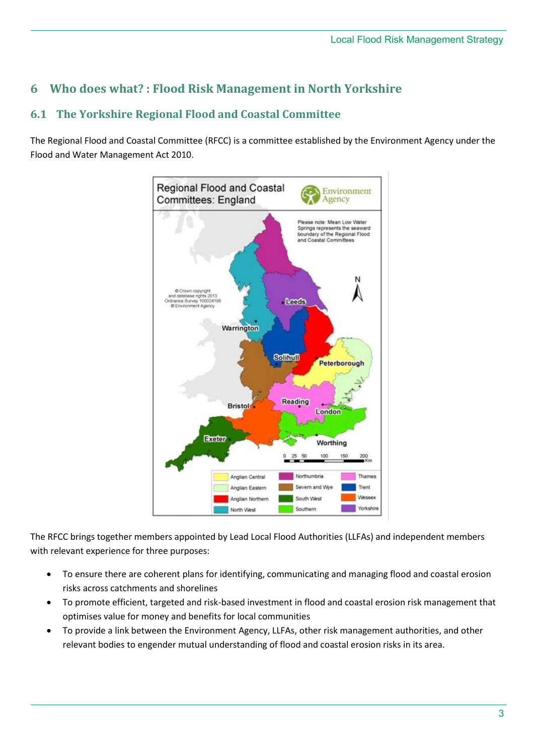# 6 Who does what? : Flood Risk Management in North Yorkshire

## 6.1 The Yorkshire Regional Flood and Coastal Committee

The Regional Flood and Coastal Committee (RFCC) is a committee established by the Environment Agency under the Flood and Water Management Act 2010.

The RFCC brings together members appointed by Lead Local Flood Authorities (LLFAs) and independent members with relevant experience for three purposes:

- To ensure there are coherent plans for identifying, communicating and managing flood and coastal erosion risks across catchments and shorelines
- To promote efficient, targeted and risk-based investment in flood and coastal erosion risk management that optimises value for money and benefits for local communities
- To provide a link between the Environment Agency, LLFAs, other risk management authorities, and other relevant bodies to engender mutual understanding of flood and coastal erosion risks in its area.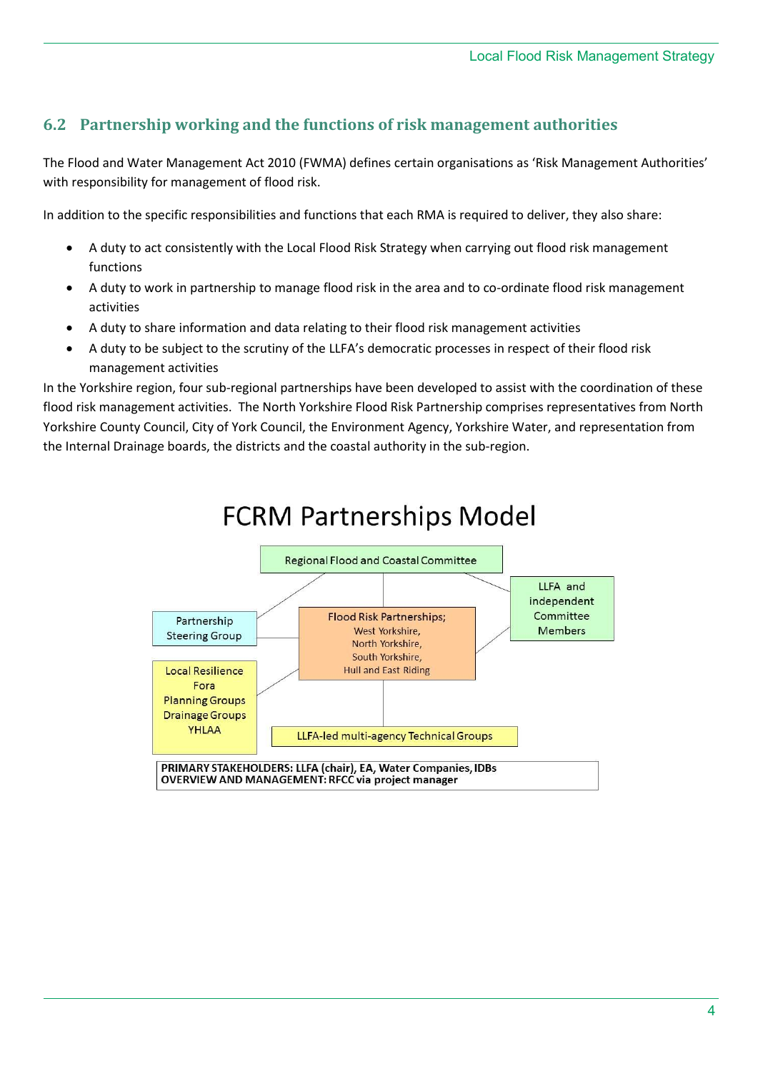## 6.2 Partnership working and the functions of risk management authorities

The Flood and Water Management Act 2010 (FWMA) defines certain organisations as 'Risk Management Authorities' with responsibility for management of flood risk.

In addition to the specific responsibilities and functions that each RMA is required to deliver, they also share:

- A duty to act consistently with the Local Flood Risk Strategy when carrying out flood risk management functions
- A duty to work in partnership to manage flood risk in the area and to co-ordinate flood risk management activities
- A duty to share information and data relating to their flood risk management activities
- A duty to be subject to the scrutiny of the LLFA's democratic processes in respect of their flood risk management activities

In the Yorkshire region, four sub-regional partnerships have been developed to assist with the coordination of these flood risk management activities. The North Yorkshire Flood Risk Partnership comprises representatives from North Yorkshire County Council, City of York Council, the Environment Agency, Yorkshire Water, and representation from the Internal Drainage boards, the districts and the coastal authority in the sub-region.

FCRM Partnerships Model

Regional Flood and Coastal Committee

LLFA and independent Committee Members

Partnership Steering Group

Flood Risk Partnerships; West Yorkshire, North Yorkshire, South Yorkshire, Hull and East Riding

Local Resilience Fora
Planning Groups
Drainage Groups
YHLAA

LLFA-led multi-agency Technical Groups

**PRIMARY STAKEHOLDERS: LLFA (chair), EA, Water Companies, IDBs**
**OVERVIEW AND MANAGEMENT: RFCC via project manager**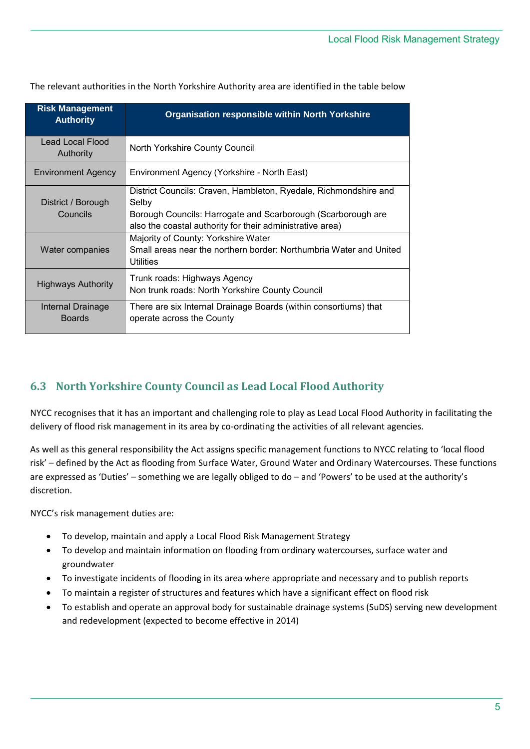The relevant authorities in the North Yorkshire Authority area are identified in the table below

| Risk Management Authority | Organisation responsible within North Yorkshire |
|---|---|
| Lead Local Flood Authority | North Yorkshire County Council |
| Environment Agency | Environment Agency (Yorkshire - North East) |
| District / Borough Councils | District Councils: Craven, Hambleton, Ryedale, Richmondshire and Selby<br>Borough Councils: Harrogate and Scarborough (Scarborough are also the coastal authority for their administrative area) |
| Water companies | Majority of County: Yorkshire Water<br>Small areas near the northern border: Northumbria Water and United Utilities |
| Highways Authority | Trunk roads: Highways Agency<br>Non trunk roads: North Yorkshire County Council |
| Internal Drainage Boards | There are six Internal Drainage Boards (within consortiums) that operate across the County |

## 6.3 North Yorkshire County Council as Lead Local Flood Authority

NYCC recognises that it has an important and challenging role to play as Lead Local Flood Authority in facilitating the delivery of flood risk management in its area by co-ordinating the activities of all relevant agencies.

As well as this general responsibility the Act assigns specific management functions to NYCC relating to 'local flood risk' – defined by the Act as flooding from Surface Water, Ground Water and Ordinary Watercourses. These functions are expressed as 'Duties' – something we are legally obliged to do – and 'Powers' to be used at the authority's discretion.

NYCC's risk management duties are:

- To develop, maintain and apply a Local Flood Risk Management Strategy
- To develop and maintain information on flooding from ordinary watercourses, surface water and groundwater
- To investigate incidents of flooding in its area where appropriate and necessary and to publish reports
- To maintain a register of structures and features which have a significant effect on flood risk
- To establish and operate an approval body for sustainable drainage systems (SuDS) serving new development and redevelopment (expected to become effective in 2014)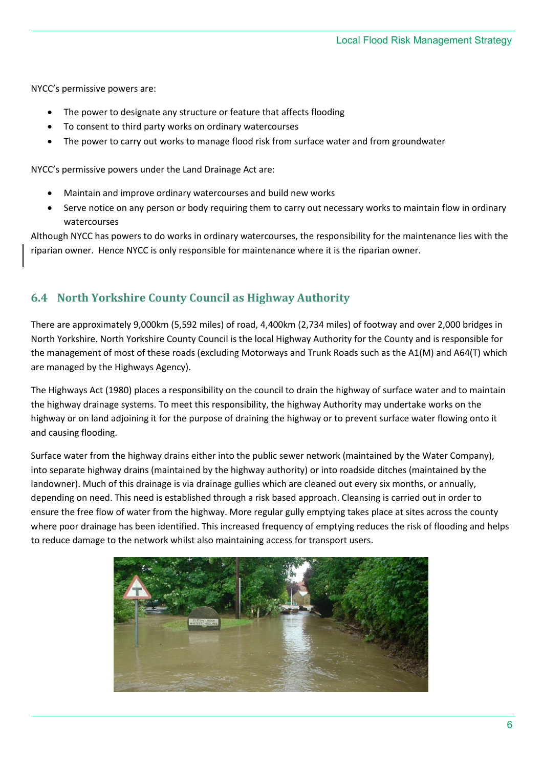NYCC's permissive powers are:

- The power to designate any structure or feature that affects flooding
- To consent to third party works on ordinary watercourses
- The power to carry out works to manage flood risk from surface water and from groundwater

NYCC's permissive powers under the Land Drainage Act are:

- Maintain and improve ordinary watercourses and build new works
- Serve notice on any person or body requiring them to carry out necessary works to maintain flow in ordinary watercourses

Although NYCC has powers to do works in ordinary watercourses, the responsibility for the maintenance lies with the riparian owner. Hence NYCC is only responsible for maintenance where it is the riparian owner.

## 6.4 North Yorkshire County Council as Highway Authority

There are approximately 9,000km (5,592 miles) of road, 4,400km (2,734 miles) of footway and over 2,000 bridges in North Yorkshire. North Yorkshire County Council is the local Highway Authority for the County and is responsible for the management of most of these roads (excluding Motorways and Trunk Roads such as the A1(M) and A64(T) which are managed by the Highways Agency).

The Highways Act (1980) places a responsibility on the council to drain the highway of surface water and to maintain the highway drainage systems. To meet this responsibility, the highway Authority may undertake works on the highway or on land adjoining it for the purpose of draining the highway or to prevent surface water flowing onto it and causing flooding.

Surface water from the highway drains either into the public sewer network (maintained by the Water Company), into separate highway drains (maintained by the highway authority) or into roadside ditches (maintained by the landowner). Much of this drainage is via drainage gullies which are cleaned out every six months, or annually, depending on need. This need is established through a risk based approach. Cleansing is carried out in order to ensure the free flow of water from the highway. More regular gully emptying takes place at sites across the county where poor drainage has been identified. This increased frequency of emptying reduces the risk of flooding and helps to reduce damage to the network whilst also maintaining access for transport users.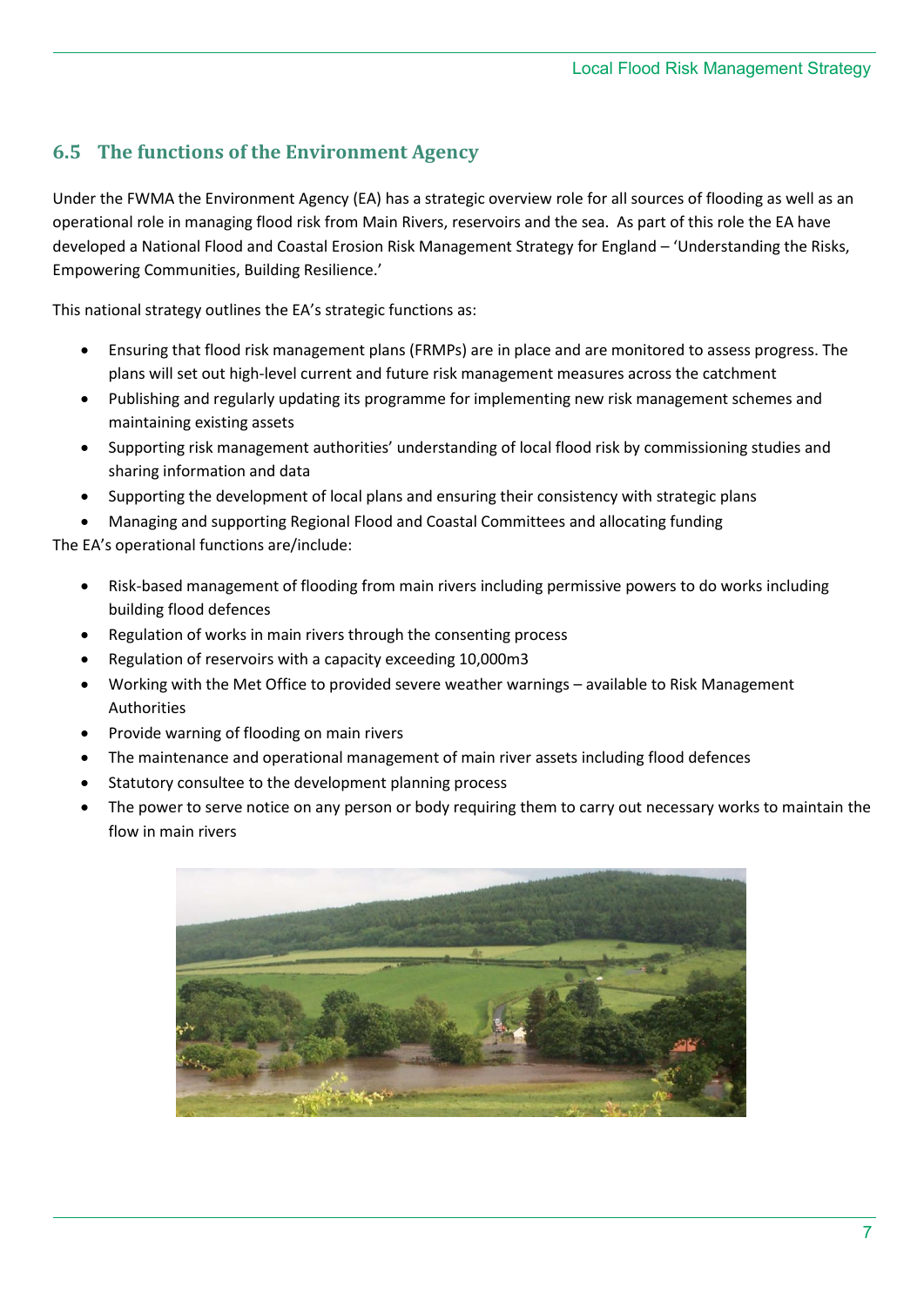## 6.5 The functions of the Environment Agency

Under the FWMA the Environment Agency (EA) has a strategic overview role for all sources of flooding as well as an operational role in managing flood risk from Main Rivers, reservoirs and the sea. As part of this role the EA have developed a National Flood and Coastal Erosion Risk Management Strategy for England – 'Understanding the Risks, Empowering Communities, Building Resilience.'

This national strategy outlines the EA's strategic functions as:

- Ensuring that flood risk management plans (FRMPs) are in place and are monitored to assess progress. The plans will set out high-level current and future risk management measures across the catchment
- Publishing and regularly updating its programme for implementing new risk management schemes and maintaining existing assets
- Supporting risk management authorities' understanding of local flood risk by commissioning studies and sharing information and data
- Supporting the development of local plans and ensuring their consistency with strategic plans
- Managing and supporting Regional Flood and Coastal Committees and allocating funding

The EA's operational functions are/include:

- Risk-based management of flooding from main rivers including permissive powers to do works including building flood defences
- Regulation of works in main rivers through the consenting process
- Regulation of reservoirs with a capacity exceeding 10,000m3
- Working with the Met Office to provided severe weather warnings – available to Risk Management Authorities
- Provide warning of flooding on main rivers
- The maintenance and operational management of main river assets including flood defences
- Statutory consultee to the development planning process
- The power to serve notice on any person or body requiring them to carry out necessary works to maintain the flow in main rivers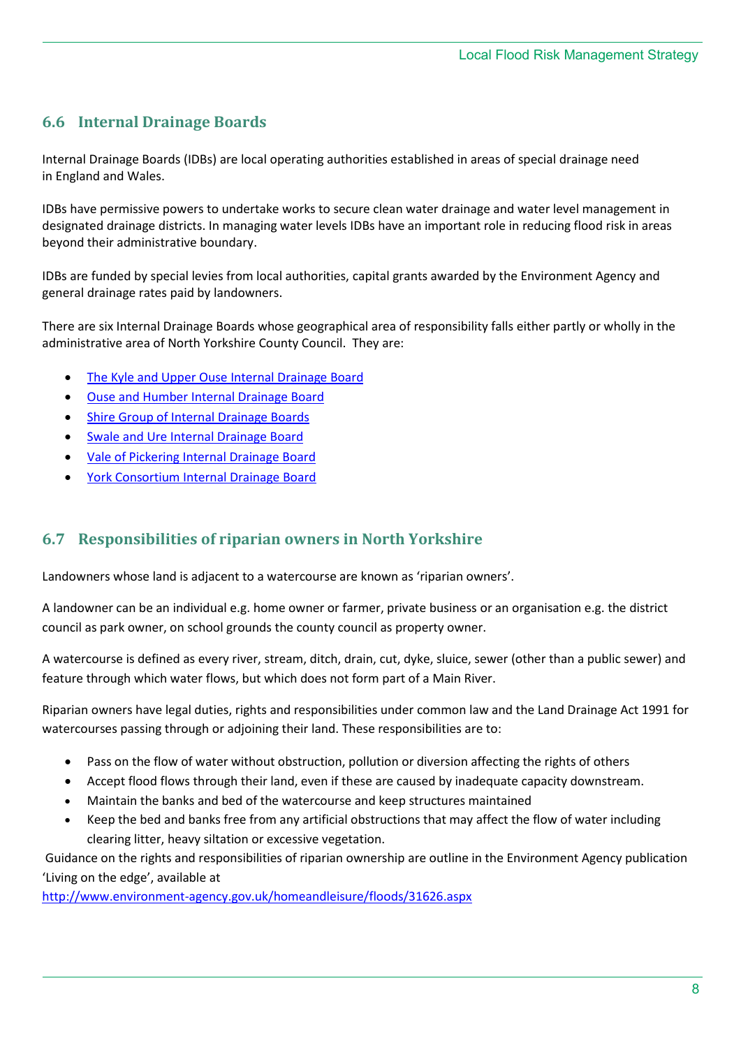## 6.6 Internal Drainage Boards

Internal Drainage Boards (IDBs) are local operating authorities established in areas of special drainage need in England and Wales.

IDBs have permissive powers to undertake works to secure clean water drainage and water level management in designated drainage districts. In managing water levels IDBs have an important role in reducing flood risk in areas beyond their administrative boundary.

IDBs are funded by special levies from local authorities, capital grants awarded by the Environment Agency and general drainage rates paid by landowners.

There are six Internal Drainage Boards whose geographical area of responsibility falls either partly or wholly in the administrative area of North Yorkshire County Council. They are:

- The Kyle and Upper Ouse Internal Drainage Board
- Ouse and Humber Internal Drainage Board
- Shire Group of Internal Drainage Boards
- Swale and Ure Internal Drainage Board
- Vale of Pickering Internal Drainage Board
- York Consortium Internal Drainage Board

## 6.7 Responsibilities of riparian owners in North Yorkshire

Landowners whose land is adjacent to a watercourse are known as 'riparian owners'.

A landowner can be an individual e.g. home owner or farmer, private business or an organisation e.g. the district council as park owner, on school grounds the county council as property owner.

A watercourse is defined as every river, stream, ditch, drain, cut, dyke, sluice, sewer (other than a public sewer) and feature through which water flows, but which does not form part of a Main River.

Riparian owners have legal duties, rights and responsibilities under common law and the Land Drainage Act 1991 for watercourses passing through or adjoining their land. These responsibilities are to:

- Pass on the flow of water without obstruction, pollution or diversion affecting the rights of others
- Accept flood flows through their land, even if these are caused by inadequate capacity downstream.
- Maintain the banks and bed of the watercourse and keep structures maintained
- Keep the bed and banks free from any artificial obstructions that may affect the flow of water including clearing litter, heavy siltation or excessive vegetation.

Guidance on the rights and responsibilities of riparian ownership are outline in the Environment Agency publication 'Living on the edge', available at http://www.environment-agency.gov.uk/homeandleisure/floods/31626.aspx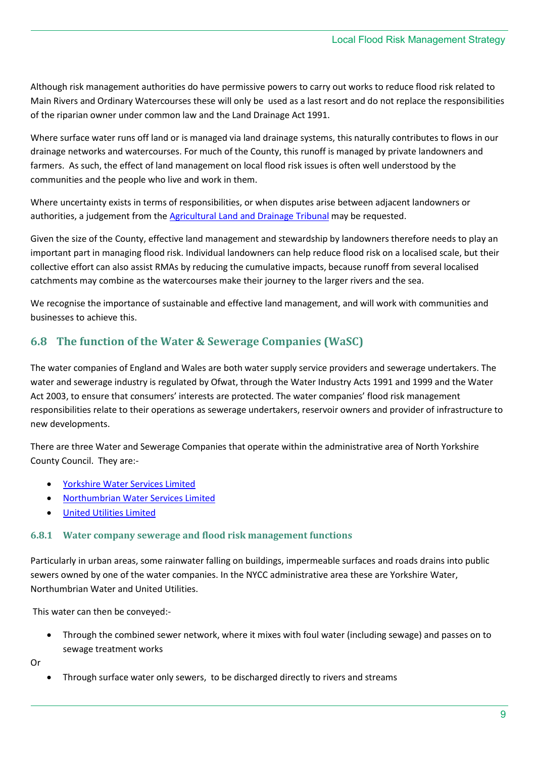Although risk management authorities do have permissive powers to carry out works to reduce flood risk related to Main Rivers and Ordinary Watercourses these will only be used as a last resort and do not replace the responsibilities of the riparian owner under common law and the Land Drainage Act 1991.

Where surface water runs off land or is managed via land drainage systems, this naturally contributes to flows in our drainage networks and watercourses. For much of the County, this runoff is managed by private landowners and farmers. As such, the effect of land management on local flood risk issues is often well understood by the communities and the people who live and work in them.

Where uncertainty exists in terms of responsibilities, or when disputes arise between adjacent landowners or authorities, a judgement from the Agricultural Land and Drainage Tribunal may be requested.

Given the size of the County, effective land management and stewardship by landowners therefore needs to play an important part in managing flood risk. Individual landowners can help reduce flood risk on a localised scale, but their collective effort can also assist RMAs by reducing the cumulative impacts, because runoff from several localised catchments may combine as the watercourses make their journey to the larger rivers and the sea.

We recognise the importance of sustainable and effective land management, and will work with communities and businesses to achieve this.

## 6.8 The function of the Water & Sewerage Companies (WaSC)

The water companies of England and Wales are both water supply service providers and sewerage undertakers. The water and sewerage industry is regulated by Ofwat, through the Water Industry Acts 1991 and 1999 and the Water Act 2003, to ensure that consumers' interests are protected. The water companies' flood risk management responsibilities relate to their operations as sewerage undertakers, reservoir owners and provider of infrastructure to new developments.

There are three Water and Sewerage Companies that operate within the administrative area of North Yorkshire County Council. They are:-

- Yorkshire Water Services Limited
- Northumbrian Water Services Limited
- United Utilities Limited

### 6.8.1 Water company sewerage and flood risk management functions

Particularly in urban areas, some rainwater falling on buildings, impermeable surfaces and roads drains into public sewers owned by one of the water companies. In the NYCC administrative area these are Yorkshire Water, Northumbrian Water and United Utilities.

This water can then be conveyed:-

- Through the combined sewer network, where it mixes with foul water (including sewage) and passes on to sewage treatment works

Or

- Through surface water only sewers, to be discharged directly to rivers and streams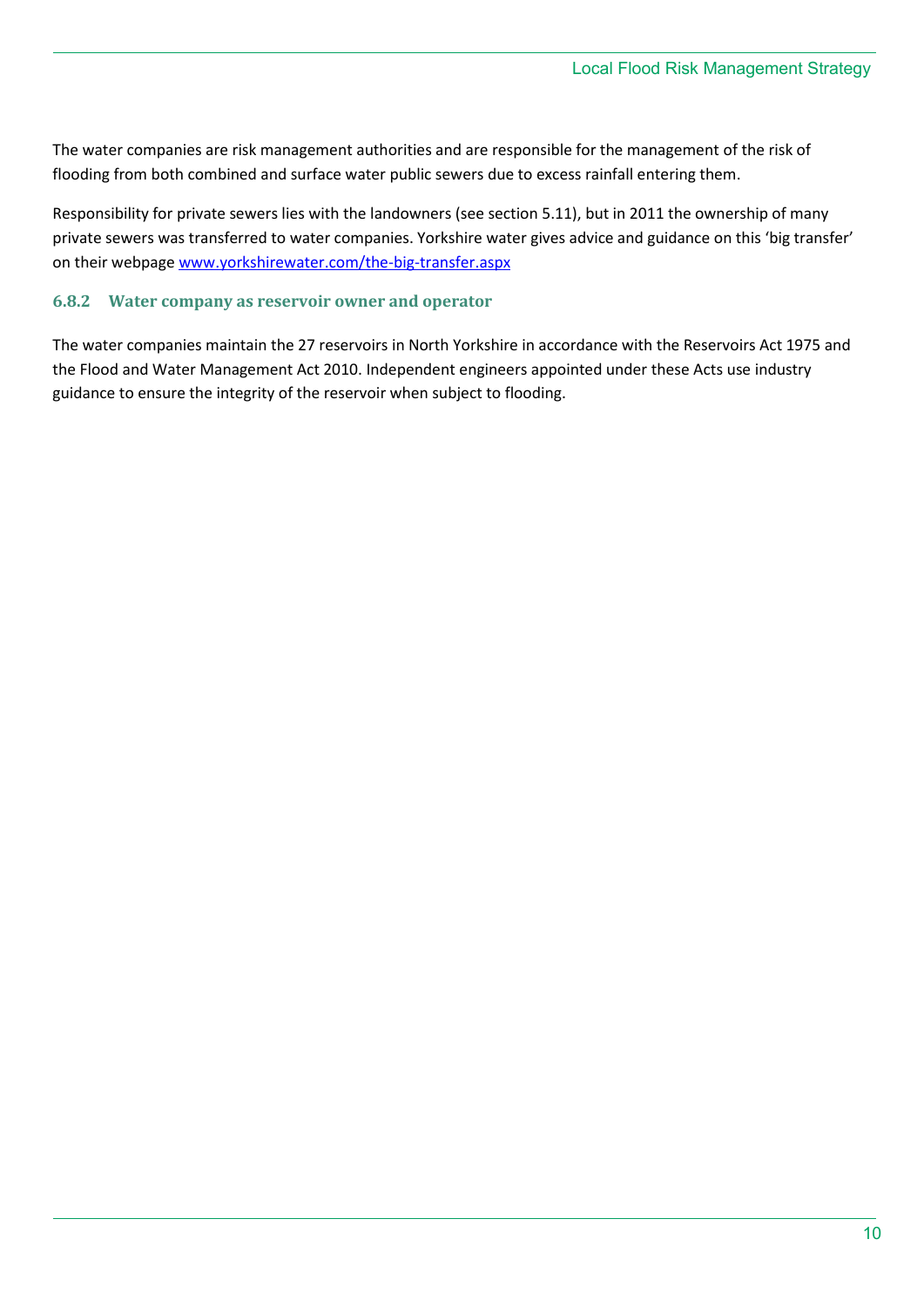The water companies are risk management authorities and are responsible for the management of the risk of flooding from both combined and surface water public sewers due to excess rainfall entering them.

Responsibility for private sewers lies with the landowners (see section 5.11), but in 2011 the ownership of many private sewers was transferred to water companies. Yorkshire water gives advice and guidance on this 'big transfer' on their webpage [www.yorkshirewater.com/the-big-transfer.aspx](www.yorkshirewater.com/the-big-transfer.aspx)

### 6.8.2 Water company as reservoir owner and operator

The water companies maintain the 27 reservoirs in North Yorkshire in accordance with the Reservoirs Act 1975 and the Flood and Water Management Act 2010. Independent engineers appointed under these Acts use industry guidance to ensure the integrity of the reservoir when subject to flooding.